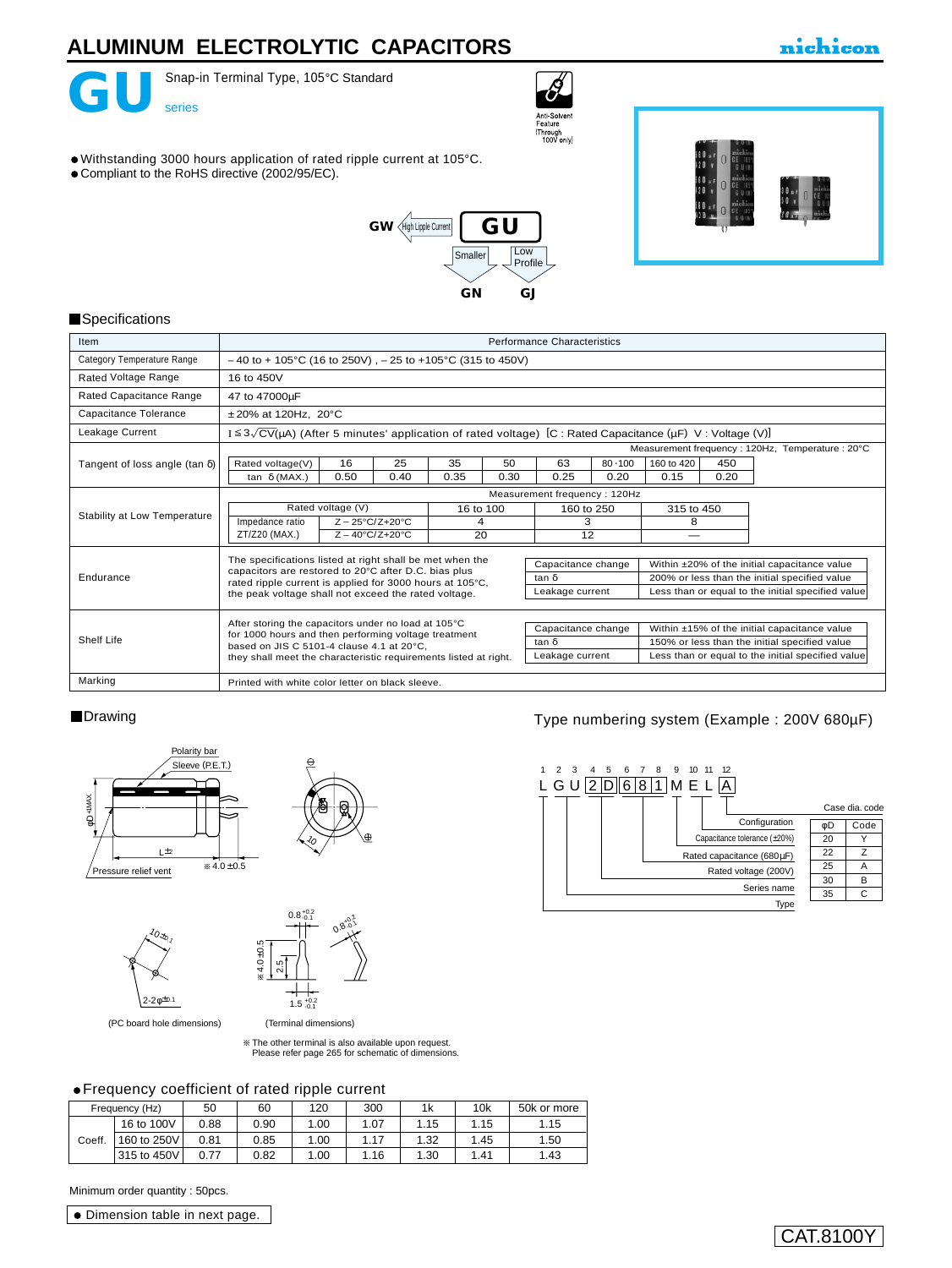# ALUMINUM ELECTROLYTIC CAPACITORS

nichicon

# GU series

Snap-in Terminal Type, 105°C Standard

Anti-Solvent Feature (Through 100V only)

- Withstanding 3000 hours application of rated ripple current at 105°C.
- Compliant to the RoHS directive (2002/95/EC).

GW ← High Ripple Current — GU → Smaller: GN, Low Profile: GJ

## Specifications

| Item | Performance Characteristics |
|---|---|
| Category Temperature Range | – 40 to + 105°C (16 to 250V) , – 25 to +105°C (315 to 450V) |
| Rated Voltage Range | 16 to 450V |
| Rated Capacitance Range | 47 to 47000µF |
| Capacitance Tolerance | ±20% at 120Hz, 20°C |
| Leakage Current | I ≤ $3\sqrt{CV}$(µA) (After 5 minutes' application of rated voltage) [C : Rated Capacitance (µF) V : Voltage (V)] |
| Tangent of loss angle (tan δ) | Measurement frequency : 120Hz, Temperature : 20°C (see table below) |
| Stability at Low Temperature | Measurement frequency : 120Hz (see table below) |
| Endurance | The specifications listed at right shall be met when the capacitors are restored to 20°C after D.C. bias plus rated ripple current is applied for 3000 hours at 105°C, the peak voltage shall not exceed the rated voltage. |
| Shelf Life | After storing the capacitors under no load at 105°C for 1000 hours and then performing voltage treatment based on JIS C 5101-4 clause 4.1 at 20°C, they shall meet the characteristic requirements listed at right. |
| Marking | Printed with white color letter on black sleeve. |

Tangent of loss angle (tan δ):

| Rated voltage(V) | 16 | 25 | 35 | 50 | 63 | 80 · 100 | 160 to 420 | 450 |
|---|---|---|---|---|---|---|---|---|
| tan δ (MAX.) | 0.50 | 0.40 | 0.35 | 0.30 | 0.25 | 0.20 | 0.15 | 0.20 |

Stability at Low Temperature:

| Rated voltage (V) | | 16 to 100 | 160 to 250 | 315 to 450 |
|---|---|---|---|---|
| Impedance ratio | Z – 25°C/Z+20°C | 4 | 3 | 8 |
| ZT/Z20 (MAX.) | Z – 40°C/Z+20°C | 20 | 12 | — |

Endurance:

| | |
|---|---|
| Capacitance change | Within ±20% of the initial capacitance value |
| tan δ | 200% or less than the initial specified value |
| Leakage current | Less than or equal to the initial specified value |

Shelf Life:

| | |
|---|---|
| Capacitance change | Within ±15% of the initial capacitance value |
| tan δ | 150% or less than the initial specified value |
| Leakage current | Less than or equal to the initial specified value |

## Drawing

Polarity bar, Sleeve (P.E.T.), φD ±1MAX, L ±2, Pressure relief vent, ※4.0 ±0.5

10 ±0.1, 2-2φ ±0.1 (PC board hole dimensions)

0.8 +0.2/-0.1, ※4.0±0.5, 2.5, 1.5 +0.2/-0.1 (Terminal dimensions)

※ The other terminal is also available upon request.
Please refer page 265 for schematic of dimensions.

## Type numbering system (Example : 200V 680µF)

| 1 | 2 | 3 | 4 | 5 | 6 | 7 | 8 | 9 | 10 | 11 | 12 |
|---|---|---|---|---|---|---|---|---|---|---|---|
| L | G | U | 2 | D | 6 | 8 | 1 | M | E | L | A |

- Type (1)
- Series name (2–3)
- Rated voltage (200V) (4–5)
- Rated capacitance (680µF) (6–8)
- Capacitance tolerance (±20%) (9)
- Configuration (10–11)
- Case dia. code (12)

Case dia. code

| φD | Code |
|---|---|
| 20 | Y |
| 22 | Z |
| 25 | A |
| 30 | B |
| 35 | C |

- Frequency coefficient of rated ripple current

| Frequency (Hz) | | 50 | 60 | 120 | 300 | 1k | 10k | 50k or more |
|---|---|---|---|---|---|---|---|---|
| Coeff. | 16 to 100V | 0.88 | 0.90 | 1.00 | 1.07 | 1.15 | 1.15 | 1.15 |
| | 160 to 250V | 0.81 | 0.85 | 1.00 | 1.17 | 1.32 | 1.45 | 1.50 |
| | 315 to 450V | 0.77 | 0.82 | 1.00 | 1.16 | 1.30 | 1.41 | 1.43 |

Minimum order quantity : 50pcs.

- Dimension table in next page.

CAT.8100Y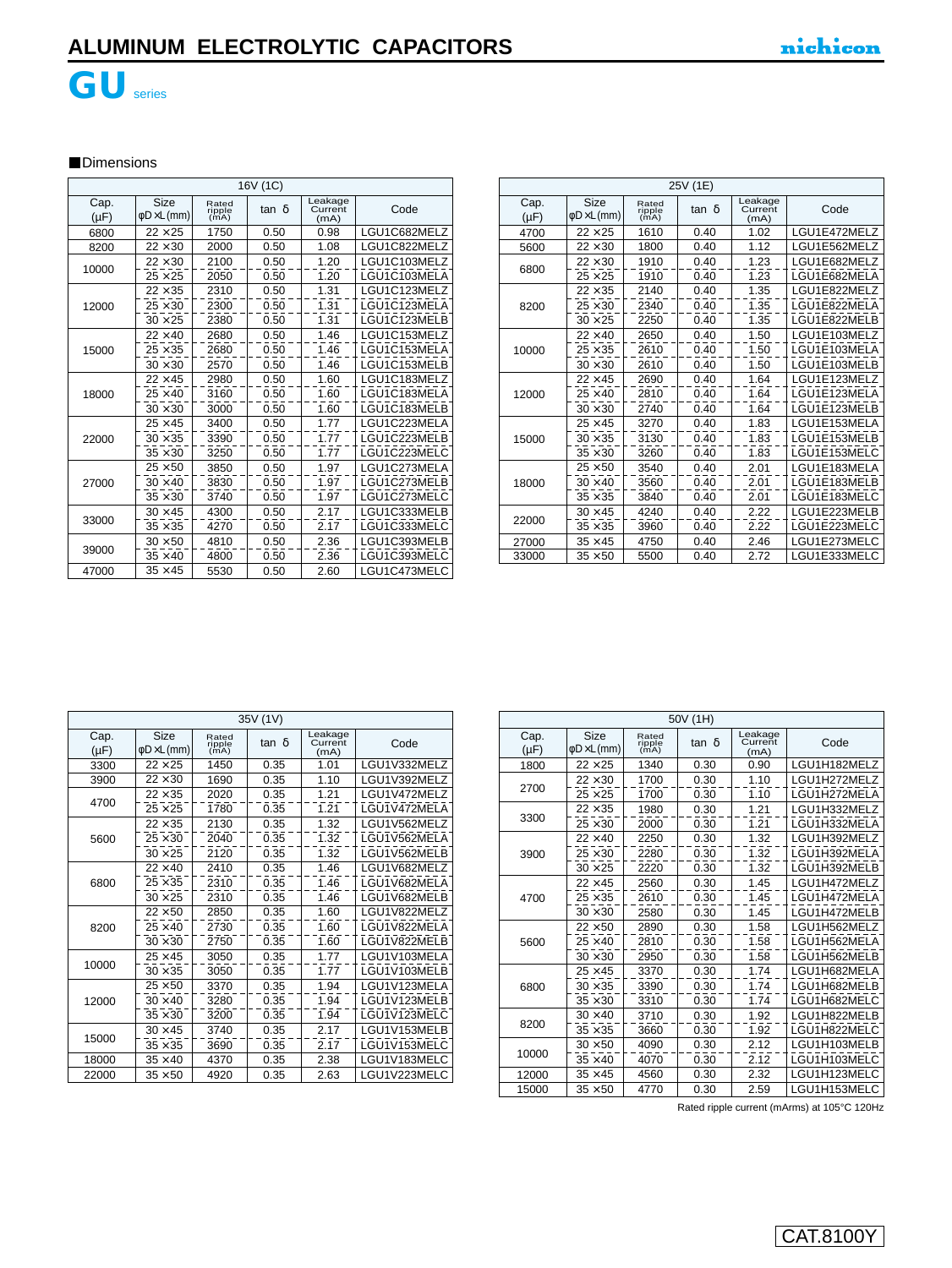# ALUMINUM ELECTROLYTIC CAPACITORS

## GU series

■Dimensions

| 16V (1C) | | | | | |
|---|---|---|---|---|---|
| Cap. (μF) | Size φD×L (mm) | Rated ripple (mA) | tan δ | Leakage Current (mA) | Code |
| 6800 | 22×25 | 1750 | 0.50 | 0.98 | LGU1C682MELZ |
| 8200 | 22×30 | 2000 | 0.50 | 1.08 | LGU1C822MELZ |
| 10000 | 22×30 | 2100 | 0.50 | 1.20 | LGU1C103MELZ |
| | 25×25 | 2050 | 0.50 | 1.20 | LGU1C103MELA |
| 12000 | 22×35 | 2310 | 0.50 | 1.31 | LGU1C123MELZ |
| | 25×30 | 2300 | 0.50 | 1.31 | LGU1C123MELA |
| | 30×25 | 2380 | 0.50 | 1.31 | LGU1C123MELB |
| 15000 | 22×40 | 2680 | 0.50 | 1.46 | LGU1C153MELZ |
| | 25×35 | 2680 | 0.50 | 1.46 | LGU1C153MELA |
| | 30×30 | 2570 | 0.50 | 1.46 | LGU1C153MELB |
| 18000 | 22×45 | 2980 | 0.50 | 1.60 | LGU1C183MELZ |
| | 25×40 | 3160 | 0.50 | 1.60 | LGU1C183MELA |
| | 30×30 | 3000 | 0.50 | 1.60 | LGU1C183MELB |
| 22000 | 25×45 | 3400 | 0.50 | 1.77 | LGU1C223MELA |
| | 30×35 | 3390 | 0.50 | 1.77 | LGU1C223MELB |
| | 35×30 | 3250 | 0.50 | 1.77 | LGU1C223MELC |
| 27000 | 25×50 | 3850 | 0.50 | 1.97 | LGU1C273MELA |
| | 30×40 | 3830 | 0.50 | 1.97 | LGU1C273MELB |
| | 35×30 | 3740 | 0.50 | 1.97 | LGU1C273MELC |
| 33000 | 30×45 | 4300 | 0.50 | 2.17 | LGU1C333MELB |
| | 35×35 | 4270 | 0.50 | 2.17 | LGU1C333MELC |
| 39000 | 30×50 | 4810 | 0.50 | 2.36 | LGU1C393MELB |
| | 35×40 | 4800 | 0.50 | 2.36 | LGU1C393MELC |
| 47000 | 35×45 | 5530 | 0.50 | 2.60 | LGU1C473MELC |

| 25V (1E) | | | | | |
|---|---|---|---|---|---|
| Cap. (μF) | Size φD×L (mm) | Rated ripple (mA) | tan δ | Leakage Current (mA) | Code |
| 4700 | 22×25 | 1610 | 0.40 | 1.02 | LGU1E472MELZ |
| 5600 | 22×30 | 1800 | 0.40 | 1.12 | LGU1E562MELZ |
| 6800 | 22×30 | 1910 | 0.40 | 1.23 | LGU1E682MELZ |
| | 25×25 | 1910 | 0.40 | 1.23 | LGU1E682MELA |
| 8200 | 22×35 | 2140 | 0.40 | 1.35 | LGU1E822MELZ |
| | 25×30 | 2340 | 0.40 | 1.35 | LGU1E822MELA |
| | 30×25 | 2250 | 0.40 | 1.35 | LGU1E822MELB |
| 10000 | 22×40 | 2650 | 0.40 | 1.50 | LGU1E103MELZ |
| | 25×35 | 2610 | 0.40 | 1.50 | LGU1E103MELA |
| | 30×30 | 2610 | 0.40 | 1.50 | LGU1E103MELB |
| 12000 | 22×45 | 2690 | 0.40 | 1.64 | LGU1E123MELZ |
| | 25×40 | 2810 | 0.40 | 1.64 | LGU1E123MELA |
| | 30×30 | 2740 | 0.40 | 1.64 | LGU1E123MELB |
| 15000 | 25×45 | 3270 | 0.40 | 1.83 | LGU1E153MELA |
| | 30×35 | 3130 | 0.40 | 1.83 | LGU1E153MELB |
| | 35×30 | 3260 | 0.40 | 1.83 | LGU1E153MELC |
| 18000 | 25×50 | 3540 | 0.40 | 2.01 | LGU1E183MELA |
| | 30×40 | 3560 | 0.40 | 2.01 | LGU1E183MELB |
| | 35×35 | 3840 | 0.40 | 2.01 | LGU1E183MELC |
| 22000 | 30×45 | 4240 | 0.40 | 2.22 | LGU1E223MELB |
| | 35×35 | 3960 | 0.40 | 2.22 | LGU1E223MELC |
| 27000 | 35×45 | 4750 | 0.40 | 2.46 | LGU1E273MELC |
| 33000 | 35×50 | 5500 | 0.40 | 2.72 | LGU1E333MELC |

| 35V (1V) | | | | | |
|---|---|---|---|---|---|
| Cap. (μF) | Size φD×L (mm) | Rated ripple (mA) | tan δ | Leakage Current (mA) | Code |
| 3300 | 22×25 | 1450 | 0.35 | 1.01 | LGU1V332MELZ |
| 3900 | 22×30 | 1690 | 0.35 | 1.10 | LGU1V392MELZ |
| 4700 | 22×35 | 2020 | 0.35 | 1.21 | LGU1V472MELZ |
| | 25×25 | 1780 | 0.35 | 1.21 | LGU1V472MELA |
| 5600 | 22×35 | 2130 | 0.35 | 1.32 | LGU1V562MELZ |
| | 25×30 | 2040 | 0.35 | 1.32 | LGU1V562MELA |
| | 30×25 | 2120 | 0.35 | 1.32 | LGU1V562MELB |
| 6800 | 22×40 | 2410 | 0.35 | 1.46 | LGU1V682MELZ |
| | 25×35 | 2310 | 0.35 | 1.46 | LGU1V682MELA |
| | 30×25 | 2310 | 0.35 | 1.46 | LGU1V682MELB |
| 8200 | 22×50 | 2850 | 0.35 | 1.60 | LGU1V822MELZ |
| | 25×40 | 2730 | 0.35 | 1.60 | LGU1V822MELA |
| | 30×30 | 2750 | 0.35 | 1.60 | LGU1V822MELB |
| 10000 | 25×45 | 3050 | 0.35 | 1.77 | LGU1V103MELA |
| | 30×35 | 3050 | 0.35 | 1.77 | LGU1V103MELB |
| 12000 | 25×50 | 3370 | 0.35 | 1.94 | LGU1V123MELA |
| | 30×40 | 3280 | 0.35 | 1.94 | LGU1V123MELB |
| | 35×30 | 3200 | 0.35 | 1.94 | LGU1V123MELC |
| 15000 | 30×45 | 3740 | 0.35 | 2.17 | LGU1V153MELB |
| | 35×35 | 3690 | 0.35 | 2.17 | LGU1V153MELC |
| 18000 | 35×40 | 4370 | 0.35 | 2.38 | LGU1V183MELC |
| 22000 | 35×50 | 4920 | 0.35 | 2.63 | LGU1V223MELC |

| 50V (1H) | | | | | |
|---|---|---|---|---|---|
| Cap. (μF) | Size φD×L (mm) | Rated ripple (mA) | tan δ | Leakage Current (mA) | Code |
| 1800 | 22×25 | 1340 | 0.30 | 0.90 | LGU1H182MELZ |
| 2700 | 22×30 | 1700 | 0.30 | 1.10 | LGU1H272MELZ |
| | 25×25 | 1700 | 0.30 | 1.10 | LGU1H272MELA |
| 3300 | 22×35 | 1980 | 0.30 | 1.21 | LGU1H332MELZ |
| | 25×30 | 2000 | 0.30 | 1.21 | LGU1H332MELA |
| 3900 | 22×40 | 2250 | 0.30 | 1.32 | LGU1H392MELZ |
| | 25×30 | 2280 | 0.30 | 1.32 | LGU1H392MELA |
| | 30×25 | 2220 | 0.30 | 1.32 | LGU1H392MELB |
| 4700 | 22×45 | 2560 | 0.30 | 1.45 | LGU1H472MELZ |
| | 25×35 | 2610 | 0.30 | 1.45 | LGU1H472MELA |
| | 30×30 | 2580 | 0.30 | 1.45 | LGU1H472MELB |
| 5600 | 22×50 | 2890 | 0.30 | 1.58 | LGU1H562MELZ |
| | 25×40 | 2810 | 0.30 | 1.58 | LGU1H562MELA |
| | 30×30 | 2950 | 0.30 | 1.58 | LGU1H562MELB |
| 6800 | 25×45 | 3370 | 0.30 | 1.74 | LGU1H682MELA |
| | 30×35 | 3390 | 0.30 | 1.74 | LGU1H682MELB |
| | 35×30 | 3310 | 0.30 | 1.74 | LGU1H682MELC |
| 8200 | 30×40 | 3710 | 0.30 | 1.92 | LGU1H822MELB |
| | 35×35 | 3660 | 0.30 | 1.92 | LGU1H822MELC |
| 10000 | 30×50 | 4090 | 0.30 | 2.12 | LGU1H103MELB |
| | 35×40 | 4070 | 0.30 | 2.12 | LGU1H103MELC |
| 12000 | 35×45 | 4560 | 0.30 | 2.32 | LGU1H123MELC |
| 15000 | 35×50 | 4770 | 0.30 | 2.59 | LGU1H153MELC |

Rated ripple current (mArms) at 105°C 120Hz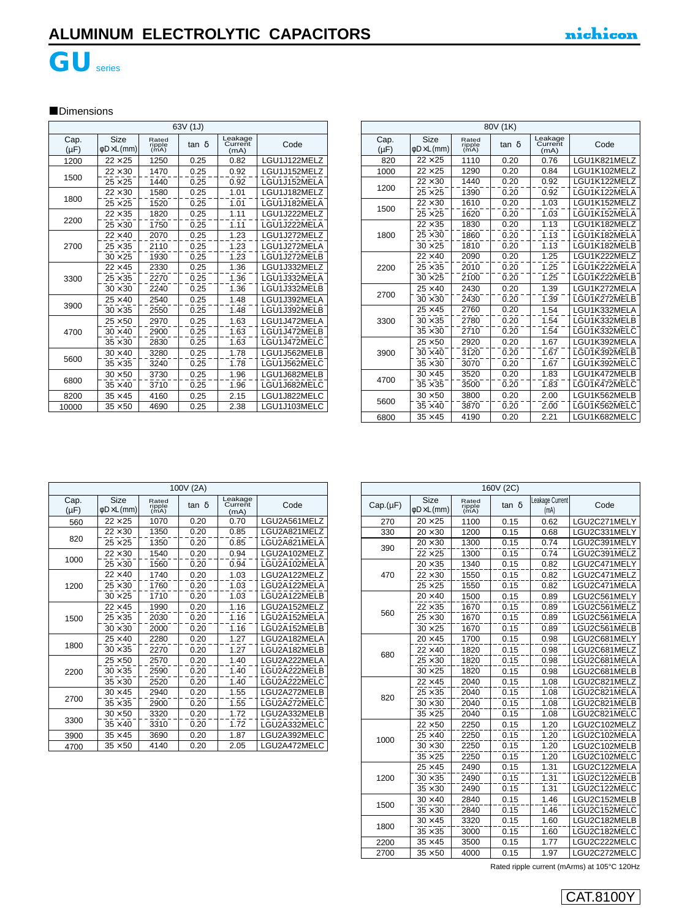# ALUMINUM ELECTROLYTIC CAPACITORS

## GU series

■Dimensions

| 63V (1J) | | | | | |
|---|---|---|---|---|---|
| Cap. (µF) | Size φD×L(mm) | Rated ripple (mA) | tan δ | Leakage Current (mA) | Code |
| 1200 | 22×25 | 1250 | 0.25 | 0.82 | LGU1J122MELZ |
| 1500 | 22×30 | 1470 | 0.25 | 0.92 | LGU1J152MELZ |
| | 25×25 | 1440 | 0.25 | 0.92 | LGU1J152MELA |
| 1800 | 22×30 | 1580 | 0.25 | 1.01 | LGU1J182MELZ |
| | 25×25 | 1520 | 0.25 | 1.01 | LGU1J182MELA |
| 2200 | 22×35 | 1820 | 0.25 | 1.11 | LGU1J222MELZ |
| | 25×30 | 1750 | 0.25 | 1.11 | LGU1J222MELA |
| 2700 | 22×40 | 2070 | 0.25 | 1.23 | LGU1J272MELZ |
| | 25×35 | 2110 | 0.25 | 1.23 | LGU1J272MELA |
| | 30×25 | 1930 | 0.25 | 1.23 | LGU1J272MELB |
| 3300 | 22×45 | 2330 | 0.25 | 1.36 | LGU1J332MELZ |
| | 25×35 | 2270 | 0.25 | 1.36 | LGU1J332MELA |
| | 30×30 | 2240 | 0.25 | 1.36 | LGU1J332MELB |
| 3900 | 25×40 | 2540 | 0.25 | 1.48 | LGU1J392MELA |
| | 30×35 | 2550 | 0.25 | 1.48 | LGU1J392MELB |
| 4700 | 25×50 | 2970 | 0.25 | 1.63 | LGU1J472MELA |
| | 30×40 | 2900 | 0.25 | 1.63 | LGU1J472MELB |
| | 35×30 | 2830 | 0.25 | 1.63 | LGU1J472MELC |
| 5600 | 30×40 | 3280 | 0.25 | 1.78 | LGU1J562MELB |
| | 35×35 | 3240 | 0.25 | 1.78 | LGU1J562MELC |
| 6800 | 30×50 | 3730 | 0.25 | 1.96 | LGU1J682MELB |
| | 35×40 | 3710 | 0.25 | 1.96 | LGU1J682MELC |
| 8200 | 35×45 | 4160 | 0.25 | 2.15 | LGU1J822MELC |
| 10000 | 35×50 | 4690 | 0.25 | 2.38 | LGU1J103MELC |

| 80V (1K) | | | | | |
|---|---|---|---|---|---|
| Cap. (µF) | Size φD×L(mm) | Rated ripple (mA) | tan δ | Leakage Current (mA) | Code |
| 820 | 22×25 | 1110 | 0.20 | 0.76 | LGU1K821MELZ |
| 1000 | 22×25 | 1290 | 0.20 | 0.84 | LGU1K102MELZ |
| 1200 | 22×30 | 1440 | 0.20 | 0.92 | LGU1K122MELZ |
| | 25×25 | 1390 | 0.20 | 0.92 | LGU1K122MELA |
| 1500 | 22×30 | 1610 | 0.20 | 1.03 | LGU1K152MELZ |
| | 25×25 | 1620 | 0.20 | 1.03 | LGU1K152MELA |
| 1800 | 22×35 | 1830 | 0.20 | 1.13 | LGU1K182MELZ |
| | 25×30 | 1860 | 0.20 | 1.13 | LGU1K182MELA |
| | 30×25 | 1810 | 0.20 | 1.13 | LGU1K182MELB |
| 2200 | 22×40 | 2090 | 0.20 | 1.25 | LGU1K222MELZ |
| | 25×35 | 2010 | 0.20 | 1.25 | LGU1K222MELA |
| | 30×25 | 2100 | 0.20 | 1.25 | LGU1K222MELB |
| 2700 | 25×40 | 2430 | 0.20 | 1.39 | LGU1K272MELA |
| | 30×30 | 2430 | 0.20 | 1.39 | LGU1K272MELB |
| 3300 | 25×45 | 2760 | 0.20 | 1.54 | LGU1K332MELA |
| | 30×35 | 2780 | 0.20 | 1.54 | LGU1K332MELB |
| | 35×30 | 2710 | 0.20 | 1.54 | LGU1K332MELC |
| 3900 | 25×50 | 2920 | 0.20 | 1.67 | LGU1K392MELA |
| | 30×40 | 3120 | 0.20 | 1.67 | LGU1K392MELB |
| | 35×30 | 3070 | 0.20 | 1.67 | LGU1K392MELC |
| 4700 | 30×45 | 3520 | 0.20 | 1.83 | LGU1K472MELB |
| | 35×35 | 3500 | 0.20 | 1.83 | LGU1K472MELC |
| 5600 | 30×50 | 3800 | 0.20 | 2.00 | LGU1K562MELB |
| | 35×40 | 3870 | 0.20 | 2.00 | LGU1K562MELC |
| 6800 | 35×45 | 4190 | 0.20 | 2.21 | LGU1K682MELC |

| 100V (2A) | | | | | |
|---|---|---|---|---|---|
| Cap. (µF) | Size φD×L(mm) | Rated ripple (mA) | tan δ | Leakage Current (mA) | Code |
| 560 | 22×25 | 1070 | 0.20 | 0.70 | LGU2A561MELZ |
| 820 | 22×30 | 1350 | 0.20 | 0.85 | LGU2A821MELZ |
| | 25×25 | 1350 | 0.20 | 0.85 | LGU2A821MELA |
| 1000 | 22×30 | 1540 | 0.20 | 0.94 | LGU2A102MELZ |
| | 25×30 | 1560 | 0.20 | 0.94 | LGU2A102MELA |
| 1200 | 22×40 | 1740 | 0.20 | 1.03 | LGU2A122MELZ |
| | 25×30 | 1760 | 0.20 | 1.03 | LGU2A122MELA |
| | 30×25 | 1710 | 0.20 | 1.03 | LGU2A122MELB |
| 1500 | 22×45 | 1990 | 0.20 | 1.16 | LGU2A152MELZ |
| | 25×35 | 2030 | 0.20 | 1.16 | LGU2A152MELA |
| | 30×30 | 2000 | 0.20 | 1.16 | LGU2A152MELB |
| 1800 | 25×40 | 2280 | 0.20 | 1.27 | LGU2A182MELA |
| | 30×35 | 2270 | 0.20 | 1.27 | LGU2A182MELB |
| 2200 | 25×50 | 2570 | 0.20 | 1.40 | LGU2A222MELA |
| | 30×35 | 2590 | 0.20 | 1.40 | LGU2A222MELB |
| | 35×30 | 2520 | 0.20 | 1.40 | LGU2A222MELC |
| 2700 | 30×45 | 2940 | 0.20 | 1.55 | LGU2A272MELB |
| | 35×35 | 2900 | 0.20 | 1.55 | LGU2A272MELC |
| 3300 | 30×50 | 3320 | 0.20 | 1.72 | LGU2A332MELB |
| | 35×40 | 3310 | 0.20 | 1.72 | LGU2A332MELC |
| 3900 | 35×45 | 3690 | 0.20 | 1.87 | LGU2A392MELC |
| 4700 | 35×50 | 4140 | 0.20 | 2.05 | LGU2A472MELC |

| 160V (2C) | | | | | |
|---|---|---|---|---|---|
| Cap.(µF) | Size φD×L(mm) | Rated ripple (mA) | tan δ | Leakage Current (mA) | Code |
| 270 | 20×25 | 1100 | 0.15 | 0.62 | LGU2C271MELY |
| 330 | 20×30 | 1200 | 0.15 | 0.68 | LGU2C331MELY |
| 390 | 20×30 | 1300 | 0.15 | 0.74 | LGU2C391MELY |
| | 22×25 | 1300 | 0.15 | 0.74 | LGU2C391MELZ |
| 470 | 20×35 | 1340 | 0.15 | 0.82 | LGU2C471MELY |
| | 22×30 | 1550 | 0.15 | 0.82 | LGU2C471MELZ |
| | 25×25 | 1550 | 0.15 | 0.82 | LGU2C471MELA |
| 560 | 20×40 | 1500 | 0.15 | 0.89 | LGU2C561MELY |
| | 22×35 | 1670 | 0.15 | 0.89 | LGU2C561MELZ |
| | 25×30 | 1670 | 0.15 | 0.89 | LGU2C561MELA |
| | 30×25 | 1670 | 0.15 | 0.89 | LGU2C561MELB |
| 680 | 20×45 | 1700 | 0.15 | 0.98 | LGU2C681MELY |
| | 22×40 | 1820 | 0.15 | 0.98 | LGU2C681MELZ |
| | 25×30 | 1820 | 0.15 | 0.98 | LGU2C681MELA |
| | 30×25 | 1820 | 0.15 | 0.98 | LGU2C681MELB |
| 820 | 22×45 | 2040 | 0.15 | 1.08 | LGU2C821MELZ |
| | 25×35 | 2040 | 0.15 | 1.08 | LGU2C821MELA |
| | 30×30 | 2040 | 0.15 | 1.08 | LGU2C821MELB |
| | 35×25 | 2040 | 0.15 | 1.08 | LGU2C821MELC |
| 1000 | 22×50 | 2250 | 0.15 | 1.20 | LGU2C102MELZ |
| | 25×40 | 2250 | 0.15 | 1.20 | LGU2C102MELA |
| | 30×30 | 2250 | 0.15 | 1.20 | LGU2C102MELB |
| | 35×25 | 2250 | 0.15 | 1.20 | LGU2C102MELC |
| 1200 | 25×45 | 2490 | 0.15 | 1.31 | LGU2C122MELA |
| | 30×35 | 2490 | 0.15 | 1.31 | LGU2C122MELB |
| | 35×30 | 2490 | 0.15 | 1.31 | LGU2C122MELC |
| 1500 | 30×40 | 2840 | 0.15 | 1.46 | LGU2C152MELB |
| | 35×30 | 2840 | 0.15 | 1.46 | LGU2C152MELC |
| 1800 | 30×45 | 3320 | 0.15 | 1.60 | LGU2C182MELB |
| | 35×35 | 3000 | 0.15 | 1.60 | LGU2C182MELC |
| 2200 | 35×45 | 3500 | 0.15 | 1.77 | LGU2C222MELC |
| 2700 | 35×50 | 4000 | 0.15 | 1.97 | LGU2C272MELC |

Rated ripple current (mArms) at 105°C 120Hz

CAT.8100Y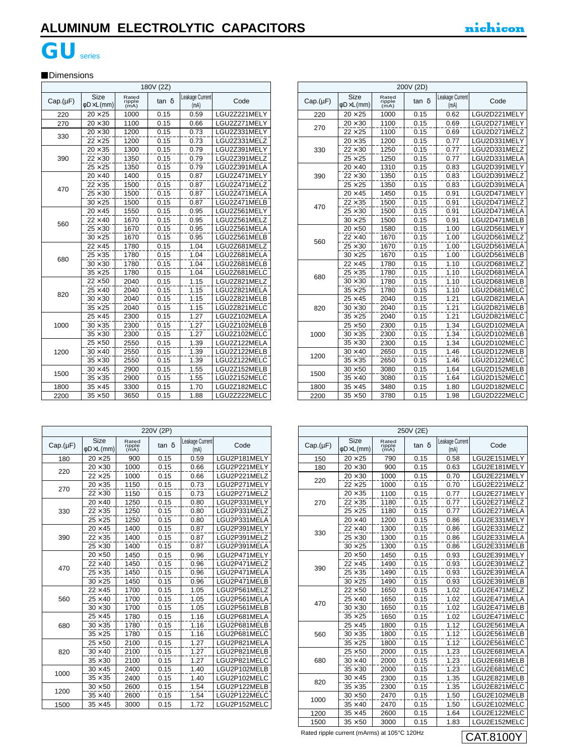# ALUMINUM ELECTROLYTIC CAPACITORS

nichicon

## GU series

### Dimensions

| 180V (2Z) | | | | | |
|---|---|---|---|---|---|
| Cap.(μF) | Size φD×L(mm) | Rated ripple (mA) | tan δ | Leakage Current (mA) | Code |
| 220 | 20×25 | 1000 | 0.15 | 0.59 | LGU2Z221MELY |
| 270 | 20×30 | 1100 | 0.15 | 0.66 | LGU2Z271MELY |
| 330 | 20×30 | 1200 | 0.15 | 0.73 | LGU2Z331MELY |
| | 22×25 | 1200 | 0.15 | 0.73 | LGU2Z331MELZ |
| 390 | 20×35 | 1300 | 0.15 | 0.79 | LGU2Z391MELY |
| | 22×30 | 1350 | 0.15 | 0.79 | LGU2Z391MELZ |
| | 25×25 | 1350 | 0.15 | 0.79 | LGU2Z391MELA |
| 470 | 20×40 | 1400 | 0.15 | 0.87 | LGU2Z471MELY |
| | 22×35 | 1500 | 0.15 | 0.87 | LGU2Z471MELZ |
| | 25×30 | 1500 | 0.15 | 0.87 | LGU2Z471MELA |
| | 30×25 | 1500 | 0.15 | 0.87 | LGU2Z471MELB |
| 560 | 20×45 | 1550 | 0.15 | 0.95 | LGU2Z561MELY |
| | 22×40 | 1670 | 0.15 | 0.95 | LGU2Z561MELZ |
| | 25×30 | 1670 | 0.15 | 0.95 | LGU2Z561MELA |
| | 30×25 | 1670 | 0.15 | 0.95 | LGU2Z561MELB |
| 680 | 22×45 | 1780 | 0.15 | 1.04 | LGU2Z681MELZ |
| | 25×35 | 1780 | 0.15 | 1.04 | LGU2Z681MELA |
| | 30×30 | 1780 | 0.15 | 1.04 | LGU2Z681MELB |
| | 35×25 | 1780 | 0.15 | 1.04 | LGU2Z681MELC |
| 820 | 22×50 | 2040 | 0.15 | 1.15 | LGU2Z821MELZ |
| | 25×40 | 2040 | 0.15 | 1.15 | LGU2Z821MELA |
| | 30×30 | 2040 | 0.15 | 1.15 | LGU2Z821MELB |
| | 35×25 | 2040 | 0.15 | 1.15 | LGU2Z821MELC |
| 1000 | 25×45 | 2300 | 0.15 | 1.27 | LGU2Z102MELA |
| | 30×35 | 2300 | 0.15 | 1.27 | LGU2Z102MELB |
| | 35×30 | 2300 | 0.15 | 1.27 | LGU2Z102MELC |
| 1200 | 25×50 | 2550 | 0.15 | 1.39 | LGU2Z122MELA |
| | 30×40 | 2550 | 0.15 | 1.39 | LGU2Z122MELB |
| | 35×30 | 2550 | 0.15 | 1.39 | LGU2Z122MELC |
| 1500 | 30×45 | 2900 | 0.15 | 1.55 | LGU2Z152MELB |
| | 35×35 | 2900 | 0.15 | 1.55 | LGU2Z152MELC |
| 1800 | 35×45 | 3300 | 0.15 | 1.70 | LGU2Z182MELC |
| 2200 | 35×50 | 3650 | 0.15 | 1.88 | LGU2Z222MELC |

| 200V (2D) | | | | | |
|---|---|---|---|---|---|
| Cap.(μF) | Size φD×L(mm) | Rated ripple (mA) | tan δ | Leakage Current (mA) | Code |
| 220 | 20×25 | 1000 | 0.15 | 0.62 | LGU2D221MELY |
| 270 | 20×30 | 1100 | 0.15 | 0.69 | LGU2D271MELY |
| | 22×25 | 1100 | 0.15 | 0.69 | LGU2D271MELZ |
| 330 | 20×35 | 1200 | 0.15 | 0.77 | LGU2D331MELY |
| | 22×30 | 1250 | 0.15 | 0.77 | LGU2D331MELZ |
| | 25×25 | 1250 | 0.15 | 0.77 | LGU2D331MELA |
| 390 | 20×40 | 1310 | 0.15 | 0.83 | LGU2D391MELY |
| | 22×30 | 1350 | 0.15 | 0.83 | LGU2D391MELZ |
| | 25×25 | 1350 | 0.15 | 0.83 | LGU2D391MELA |
| 470 | 20×45 | 1450 | 0.15 | 0.91 | LGU2D471MELY |
| | 22×35 | 1500 | 0.15 | 0.91 | LGU2D471MELZ |
| | 25×30 | 1500 | 0.15 | 0.91 | LGU2D471MELA |
| | 30×25 | 1500 | 0.15 | 0.91 | LGU2D471MELB |
| 560 | 20×50 | 1580 | 0.15 | 1.00 | LGU2D561MELY |
| | 22×40 | 1670 | 0.15 | 1.00 | LGU2D561MELZ |
| | 25×30 | 1670 | 0.15 | 1.00 | LGU2D561MELA |
| | 30×25 | 1670 | 0.15 | 1.00 | LGU2D561MELB |
| 680 | 22×45 | 1780 | 0.15 | 1.10 | LGU2D681MELZ |
| | 25×35 | 1780 | 0.15 | 1.10 | LGU2D681MELA |
| | 30×30 | 1780 | 0.15 | 1.10 | LGU2D681MELB |
| | 35×25 | 1780 | 0.15 | 1.10 | LGU2D681MELC |
| 820 | 25×45 | 2040 | 0.15 | 1.21 | LGU2D821MELA |
| | 30×30 | 2040 | 0.15 | 1.21 | LGU2D821MELB |
| | 35×25 | 2040 | 0.15 | 1.21 | LGU2D821MELC |
| 1000 | 25×50 | 2300 | 0.15 | 1.34 | LGU2D102MELA |
| | 30×35 | 2300 | 0.15 | 1.34 | LGU2D102MELB |
| | 35×30 | 2300 | 0.15 | 1.34 | LGU2D102MELC |
| 1200 | 30×40 | 2650 | 0.15 | 1.46 | LGU2D122MELB |
| | 35×35 | 2650 | 0.15 | 1.46 | LGU2D122MELC |
| 1500 | 30×50 | 3080 | 0.15 | 1.64 | LGU2D152MELB |
| | 35×40 | 3080 | 0.15 | 1.64 | LGU2D152MELC |
| 1800 | 35×45 | 3480 | 0.15 | 1.80 | LGU2D182MELC |
| 2200 | 35×50 | 3780 | 0.15 | 1.98 | LGU2D222MELC |

| 220V (2P) | | | | | |
|---|---|---|---|---|---|
| Cap.(μF) | Size φD×L(mm) | Rated ripple (mA) | tan δ | Leakage Current (mA) | Code |
| 180 | 20×25 | 900 | 0.15 | 0.59 | LGU2P181MELY |
| 220 | 20×30 | 1000 | 0.15 | 0.66 | LGU2P221MELY |
| | 22×25 | 1000 | 0.15 | 0.66 | LGU2P221MELZ |
| 270 | 20×35 | 1150 | 0.15 | 0.73 | LGU2P271MELY |
| | 22×30 | 1150 | 0.15 | 0.73 | LGU2P271MELZ |
| 330 | 20×40 | 1250 | 0.15 | 0.80 | LGU2P331MELY |
| | 22×35 | 1250 | 0.15 | 0.80 | LGU2P331MELZ |
| | 25×25 | 1250 | 0.15 | 0.80 | LGU2P331MELA |
| 390 | 20×45 | 1400 | 0.15 | 0.87 | LGU2P391MELY |
| | 22×35 | 1400 | 0.15 | 0.87 | LGU2P391MELZ |
| | 25×30 | 1400 | 0.15 | 0.87 | LGU2P391MELA |
| 470 | 20×50 | 1450 | 0.15 | 0.96 | LGU2P471MELY |
| | 22×40 | 1450 | 0.15 | 0.96 | LGU2P471MELZ |
| | 25×35 | 1450 | 0.15 | 0.96 | LGU2P471MELA |
| | 30×25 | 1450 | 0.15 | 0.96 | LGU2P471MELB |
| 560 | 22×45 | 1700 | 0.15 | 1.05 | LGU2P561MELZ |
| | 25×40 | 1700 | 0.15 | 1.05 | LGU2P561MELA |
| | 30×30 | 1700 | 0.15 | 1.05 | LGU2P561MELB |
| 680 | 25×45 | 1780 | 0.15 | 1.16 | LGU2P681MELA |
| | 30×35 | 1780 | 0.15 | 1.16 | LGU2P681MELB |
| | 35×25 | 1780 | 0.15 | 1.16 | LGU2P681MELC |
| 820 | 25×50 | 2100 | 0.15 | 1.27 | LGU2P821MELA |
| | 30×40 | 2100 | 0.15 | 1.27 | LGU2P821MELB |
| | 35×30 | 2100 | 0.15 | 1.27 | LGU2P821MELC |
| 1000 | 30×45 | 2400 | 0.15 | 1.40 | LGU2P102MELB |
| | 35×35 | 2400 | 0.15 | 1.40 | LGU2P102MELC |
| 1200 | 30×50 | 2600 | 0.15 | 1.54 | LGU2P122MELB |
| | 35×40 | 2600 | 0.15 | 1.54 | LGU2P122MELC |
| 1500 | 35×45 | 3000 | 0.15 | 1.72 | LGU2P152MELC |

| 250V (2E) | | | | | |
|---|---|---|---|---|---|
| Cap.(μF) | Size φD×L(mm) | Rated ripple (mA) | tan δ | Leakage Current (mA) | Code |
| 150 | 20×25 | 790 | 0.15 | 0.58 | LGU2E151MELY |
| 180 | 20×30 | 900 | 0.15 | 0.63 | LGU2E181MELY |
| 220 | 20×30 | 1000 | 0.15 | 0.70 | LGU2E221MELY |
| | 22×25 | 1000 | 0.15 | 0.70 | LGU2E221MELZ |
| 270 | 20×35 | 1100 | 0.15 | 0.77 | LGU2E271MELY |
| | 22×35 | 1180 | 0.15 | 0.77 | LGU2E271MELZ |
| | 25×25 | 1180 | 0.15 | 0.77 | LGU2E271MELA |
| 330 | 20×40 | 1200 | 0.15 | 0.86 | LGU2E331MELY |
| | 22×40 | 1300 | 0.15 | 0.86 | LGU2E331MELZ |
| | 25×30 | 1300 | 0.15 | 0.86 | LGU2E331MELA |
| | 30×25 | 1300 | 0.15 | 0.86 | LGU2E331MELB |
| 390 | 20×50 | 1450 | 0.15 | 0.93 | LGU2E391MELY |
| | 22×45 | 1490 | 0.15 | 0.93 | LGU2E391MELZ |
| | 25×35 | 1490 | 0.15 | 0.93 | LGU2E391MELA |
| | 30×25 | 1490 | 0.15 | 0.93 | LGU2E391MELB |
| 470 | 22×50 | 1650 | 0.15 | 1.02 | LGU2E471MELZ |
| | 25×40 | 1650 | 0.15 | 1.02 | LGU2E471MELA |
| | 30×30 | 1650 | 0.15 | 1.02 | LGU2E471MELB |
| | 35×25 | 1650 | 0.15 | 1.02 | LGU2E471MELC |
| 560 | 25×45 | 1800 | 0.15 | 1.12 | LGU2E561MELA |
| | 30×35 | 1800 | 0.15 | 1.12 | LGU2E561MELB |
| | 35×25 | 1800 | 0.15 | 1.12 | LGU2E561MELC |
| 680 | 25×50 | 2000 | 0.15 | 1.23 | LGU2E681MELA |
| | 30×40 | 2000 | 0.15 | 1.23 | LGU2E681MELB |
| | 35×30 | 2000 | 0.15 | 1.23 | LGU2E681MELC |
| 820 | 30×45 | 2300 | 0.15 | 1.35 | LGU2E821MELB |
| | 35×35 | 2300 | 0.15 | 1.35 | LGU2E821MELC |
| 1000 | 30×50 | 2470 | 0.15 | 1.50 | LGU2E102MELB |
| | 35×40 | 2470 | 0.15 | 1.50 | LGU2E102MELC |
| 1200 | 35×45 | 2600 | 0.15 | 1.64 | LGU2E122MELC |
| 1500 | 35×50 | 3000 | 0.15 | 1.83 | LGU2E152MELC |

Rated ripple current (mArms) at 105°C 120Hz

CAT.8100Y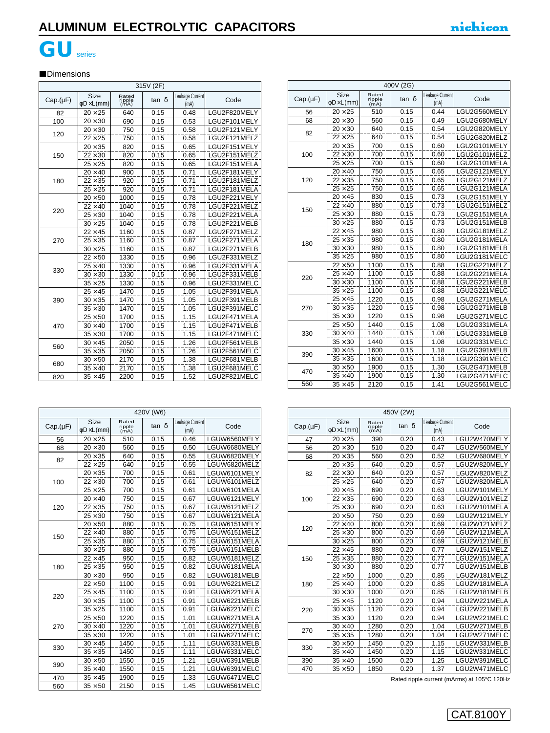# ALUMINUM ELECTROLYTIC CAPACITORS

## GU series

■Dimensions

| 315V (2F) | | | | | |
|---|---|---|---|---|---|
| Cap.(μF) | Size φD×L(mm) | Rated ripple (mA) | tan δ | Leakage Current (mA) | Code |
| 82 | 20 ×25 | 640 | 0.15 | 0.48 | LGU2F820MELY |
| 100 | 20 ×30 | 690 | 0.15 | 0.53 | LGU2F101MELY |
| 120 | 20 ×30 | 750 | 0.15 | 0.58 | LGU2F121MELY |
| | 22 ×25 | 750 | 0.15 | 0.58 | LGU2F121MELZ |
| 150 | 20 ×35 | 820 | 0.15 | 0.65 | LGU2F151MELY |
| | 22 ×30 | 820 | 0.15 | 0.65 | LGU2F151MELZ |
| | 25 ×25 | 820 | 0.15 | 0.65 | LGU2F151MELA |
| 180 | 20 ×40 | 900 | 0.15 | 0.71 | LGU2F181MELY |
| | 22 ×35 | 920 | 0.15 | 0.71 | LGU2F181MELZ |
| | 25 ×25 | 920 | 0.15 | 0.71 | LGU2F181MELA |
| 220 | 20 ×50 | 1000 | 0.15 | 0.78 | LGU2F221MELY |
| | 22 ×40 | 1040 | 0.15 | 0.78 | LGU2F221MELZ |
| | 25 ×30 | 1040 | 0.15 | 0.78 | LGU2F221MELA |
| | 30 ×25 | 1040 | 0.15 | 0.78 | LGU2F221MELB |
| 270 | 22 ×45 | 1160 | 0.15 | 0.87 | LGU2F271MELZ |
| | 25 ×35 | 1160 | 0.15 | 0.87 | LGU2F271MELA |
| | 30 ×25 | 1160 | 0.15 | 0.87 | LGU2F271MELB |
| 330 | 22 ×50 | 1330 | 0.15 | 0.96 | LGU2F331MELZ |
| | 25 ×40 | 1330 | 0.15 | 0.96 | LGU2F331MELA |
| | 30 ×30 | 1330 | 0.15 | 0.96 | LGU2F331MELB |
| | 35 ×25 | 1330 | 0.15 | 0.96 | LGU2F331MELC |
| 390 | 25 ×45 | 1470 | 0.15 | 1.05 | LGU2F391MELA |
| | 30 ×35 | 1470 | 0.15 | 1.05 | LGU2F391MELB |
| | 35 ×30 | 1470 | 0.15 | 1.05 | LGU2F391MELC |
| 470 | 25 ×50 | 1700 | 0.15 | 1.15 | LGU2F471MELA |
| | 30 ×40 | 1700 | 0.15 | 1.15 | LGU2F471MELB |
| | 35 ×30 | 1700 | 0.15 | 1.15 | LGU2F471MELC |
| 560 | 30 ×45 | 2050 | 0.15 | 1.26 | LGU2F561MELB |
| | 35 ×35 | 2050 | 0.15 | 1.26 | LGU2F561MELC |
| 680 | 30 ×50 | 2170 | 0.15 | 1.38 | LGU2F681MELB |
| | 35 ×40 | 2170 | 0.15 | 1.38 | LGU2F681MELC |
| 820 | 35 ×45 | 2200 | 0.15 | 1.52 | LGU2F821MELC |

| 400V (2G) | | | | | |
|---|---|---|---|---|---|
| Cap.(μF) | Size φD×L(mm) | Rated ripple (mA) | tan δ | Leakage Current (mA) | Code |
| 56 | 20 ×25 | 510 | 0.15 | 0.44 | LGU2G560MELY |
| 68 | 20 ×30 | 560 | 0.15 | 0.49 | LGU2G680MELY |
| 82 | 20 ×30 | 640 | 0.15 | 0.54 | LGU2G820MELY |
| | 22 ×25 | 640 | 0.15 | 0.54 | LGU2G820MELZ |
| 100 | 20 ×35 | 700 | 0.15 | 0.60 | LGU2G101MELY |
| | 22 ×30 | 700 | 0.15 | 0.60 | LGU2G101MELZ |
| | 25 ×25 | 700 | 0.15 | 0.60 | LGU2G101MELA |
| 120 | 20 ×40 | 750 | 0.15 | 0.65 | LGU2G121MELY |
| | 22 ×35 | 750 | 0.15 | 0.65 | LGU2G121MELZ |
| | 25 ×25 | 750 | 0.15 | 0.65 | LGU2G121MELA |
| 150 | 20 ×45 | 830 | 0.15 | 0.73 | LGU2G151MELY |
| | 22 ×40 | 880 | 0.15 | 0.73 | LGU2G151MELZ |
| | 25 ×30 | 880 | 0.15 | 0.73 | LGU2G151MELA |
| | 30 ×25 | 880 | 0.15 | 0.73 | LGU2G151MELB |
| 180 | 22 ×45 | 980 | 0.15 | 0.80 | LGU2G181MELZ |
| | 25 ×35 | 980 | 0.15 | 0.80 | LGU2G181MELA |
| | 30 ×30 | 980 | 0.15 | 0.80 | LGU2G181MELB |
| | 35 ×25 | 980 | 0.15 | 0.80 | LGU2G181MELC |
| 220 | 22 ×50 | 1100 | 0.15 | 0.88 | LGU2G221MELZ |
| | 25 ×40 | 1100 | 0.15 | 0.88 | LGU2G221MELA |
| | 30 ×30 | 1100 | 0.15 | 0.88 | LGU2G221MELB |
| | 35 ×25 | 1100 | 0.15 | 0.88 | LGU2G221MELC |
| 270 | 25 ×45 | 1220 | 0.15 | 0.98 | LGU2G271MELA |
| | 30 ×35 | 1220 | 0.15 | 0.98 | LGU2G271MELB |
| | 35 ×30 | 1220 | 0.15 | 0.98 | LGU2G271MELC |
| 330 | 25 ×50 | 1440 | 0.15 | 1.08 | LGU2G331MELA |
| | 30 ×40 | 1440 | 0.15 | 1.08 | LGU2G331MELB |
| | 35 ×30 | 1440 | 0.15 | 1.08 | LGU2G331MELC |
| 390 | 30 ×45 | 1600 | 0.15 | 1.18 | LGU2G391MELB |
| | 35 ×35 | 1600 | 0.15 | 1.18 | LGU2G391MELC |
| 470 | 30 ×50 | 1900 | 0.15 | 1.30 | LGU2G471MELB |
| | 35 ×40 | 1900 | 0.15 | 1.30 | LGU2G471MELC |
| 560 | 35 ×45 | 2120 | 0.15 | 1.41 | LGU2G561MELC |

| 420V (W6) | | | | | |
|---|---|---|---|---|---|
| Cap.(μF) | Size φD×L(mm) | Rated ripple (mA) | tan δ | Leakage Current (mA) | Code |
| 56 | 20 ×25 | 510 | 0.15 | 0.46 | LGUW6560MELY |
| 68 | 20 ×30 | 560 | 0.15 | 0.50 | LGUW6680MELY |
| 82 | 20 ×35 | 640 | 0.15 | 0.55 | LGUW6820MELY |
| | 22 ×25 | 640 | 0.15 | 0.55 | LGUW6820MELZ |
| 100 | 20 ×35 | 700 | 0.15 | 0.61 | LGUW6101MELY |
| | 22 ×30 | 700 | 0.15 | 0.61 | LGUW6101MELZ |
| | 25 ×25 | 700 | 0.15 | 0.61 | LGUW6101MELA |
| 120 | 20 ×40 | 750 | 0.15 | 0.67 | LGUW6121MELY |
| | 22 ×35 | 750 | 0.15 | 0.67 | LGUW6121MELZ |
| | 25 ×30 | 750 | 0.15 | 0.67 | LGUW6121MELA |
| 150 | 20 ×50 | 880 | 0.15 | 0.75 | LGUW6151MELY |
| | 22 ×40 | 880 | 0.15 | 0.75 | LGUW6151MELZ |
| | 25 ×35 | 880 | 0.15 | 0.75 | LGUW6151MELA |
| | 30 ×25 | 880 | 0.15 | 0.75 | LGUW6151MELB |
| 180 | 22 ×45 | 950 | 0.15 | 0.82 | LGUW6181MELZ |
| | 25 ×35 | 950 | 0.15 | 0.82 | LGUW6181MELA |
| | 30 ×30 | 950 | 0.15 | 0.82 | LGUW6181MELB |
| 220 | 22 ×50 | 1100 | 0.15 | 0.91 | LGUW6221MELZ |
| | 25 ×45 | 1100 | 0.15 | 0.91 | LGUW6221MELA |
| | 30 ×35 | 1100 | 0.15 | 0.91 | LGUW6221MELB |
| | 35 ×25 | 1100 | 0.15 | 0.91 | LGUW6221MELC |
| 270 | 25 ×50 | 1220 | 0.15 | 1.01 | LGUW6271MELA |
| | 30 ×40 | 1220 | 0.15 | 1.01 | LGUW6271MELB |
| | 35 ×30 | 1220 | 0.15 | 1.01 | LGUW6271MELC |
| 330 | 30 ×45 | 1450 | 0.15 | 1.11 | LGUW6331MELB |
| | 35 ×35 | 1450 | 0.15 | 1.11 | LGUW6331MELC |
| 390 | 30 ×50 | 1550 | 0.15 | 1.21 | LGUW6391MELB |
| | 35 ×40 | 1550 | 0.15 | 1.21 | LGUW6391MELC |
| 470 | 35 ×45 | 1900 | 0.15 | 1.33 | LGUW6471MELC |
| 560 | 35 ×50 | 2150 | 0.15 | 1.45 | LGUW6561MELC |

| 450V (2W) | | | | | |
|---|---|---|---|---|---|
| Cap.(μF) | Size φD×L(mm) | Rated ripple (mA) | tan δ | Leakage Current (mA) | Code |
| 47 | 20 ×25 | 390 | 0.20 | 0.43 | LGU2W470MELY |
| 56 | 20 ×30 | 510 | 0.20 | 0.47 | LGU2W560MELY |
| 68 | 20 ×35 | 560 | 0.20 | 0.52 | LGU2W680MELY |
| 82 | 20 ×35 | 640 | 0.20 | 0.57 | LGU2W820MELY |
| | 22 ×30 | 640 | 0.20 | 0.57 | LGU2W820MELZ |
| | 25 ×25 | 640 | 0.20 | 0.57 | LGU2W820MELA |
| 100 | 20 ×45 | 690 | 0.20 | 0.63 | LGU2W101MELY |
| | 22 ×35 | 690 | 0.20 | 0.63 | LGU2W101MELZ |
| | 25 ×30 | 690 | 0.20 | 0.63 | LGU2W101MELA |
| 120 | 20 ×50 | 750 | 0.20 | 0.69 | LGU2W121MELY |
| | 22 ×40 | 800 | 0.20 | 0.69 | LGU2W121MELZ |
| | 25 ×30 | 800 | 0.20 | 0.69 | LGU2W121MELA |
| | 30 ×25 | 800 | 0.20 | 0.69 | LGU2W121MELB |
| 150 | 22 ×45 | 880 | 0.20 | 0.77 | LGU2W151MELZ |
| | 25 ×35 | 880 | 0.20 | 0.77 | LGU2W151MELA |
| | 30 ×30 | 880 | 0.20 | 0.77 | LGU2W151MELB |
| 180 | 22 ×50 | 1000 | 0.20 | 0.85 | LGU2W181MELZ |
| | 25 ×40 | 1000 | 0.20 | 0.85 | LGU2W181MELA |
| | 30 ×30 | 1000 | 0.20 | 0.85 | LGU2W181MELB |
| 220 | 25 ×45 | 1120 | 0.20 | 0.94 | LGU2W221MELA |
| | 30 ×35 | 1120 | 0.20 | 0.94 | LGU2W221MELB |
| | 35 ×30 | 1120 | 0.20 | 0.94 | LGU2W221MELC |
| 270 | 30 ×40 | 1280 | 0.20 | 1.04 | LGU2W271MELB |
| | 35 ×35 | 1280 | 0.20 | 1.04 | LGU2W271MELC |
| 330 | 30 ×50 | 1450 | 0.20 | 1.15 | LGU2W331MELB |
| | 35 ×40 | 1450 | 0.20 | 1.15 | LGU2W331MELC |
| 390 | 35 ×40 | 1500 | 0.20 | 1.25 | LGU2W391MELC |
| 470 | 35 ×50 | 1850 | 0.20 | 1.37 | LGU2W471MELC |

Rated ripple current (mArms) at 105°C 120Hz

CAT.8100Y